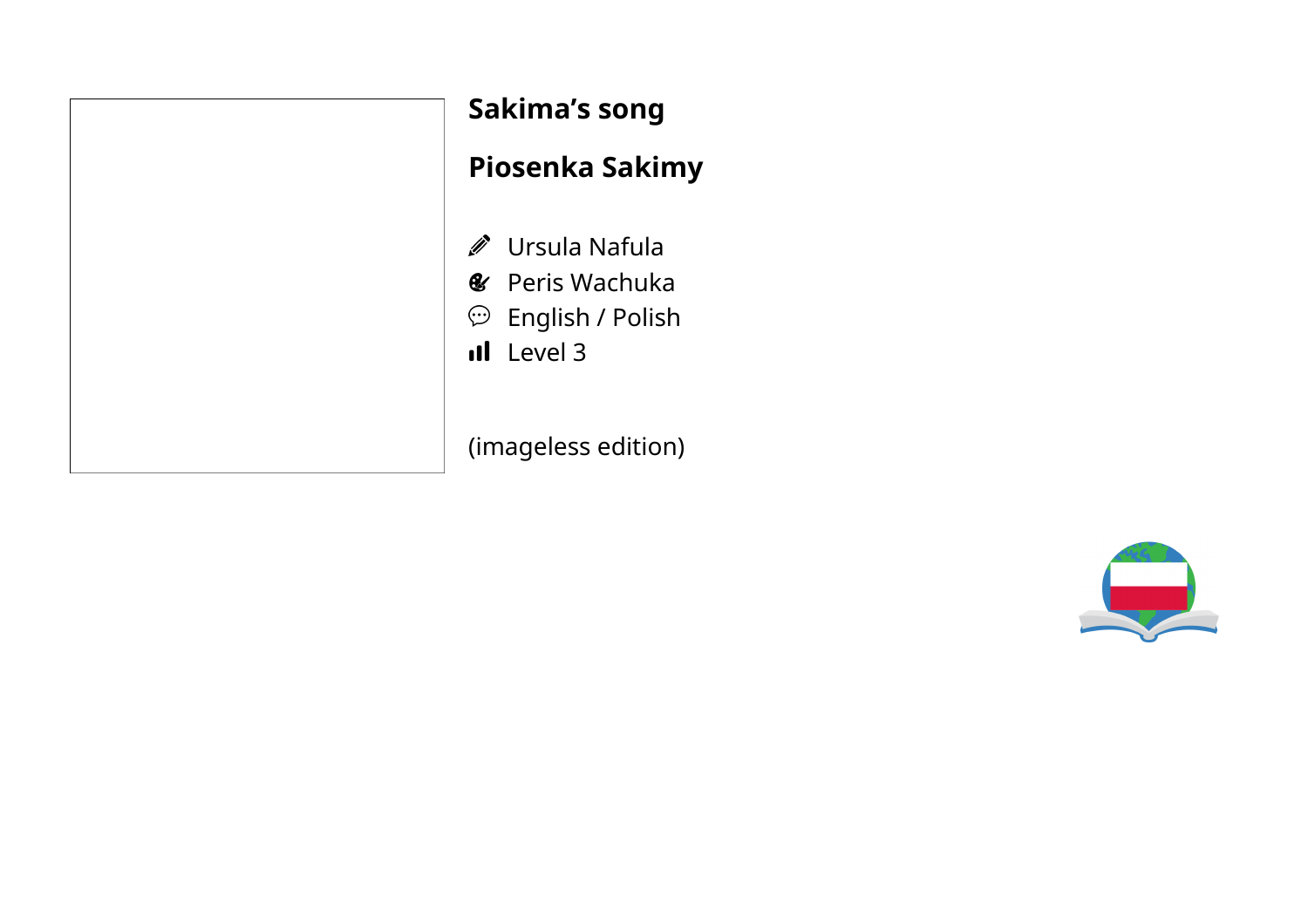# Sakima's song

# Piosenka Sakimy

- Ursula Nafula
- Peris Wachuka
- English / Polish
- Level 3

(imageless edition)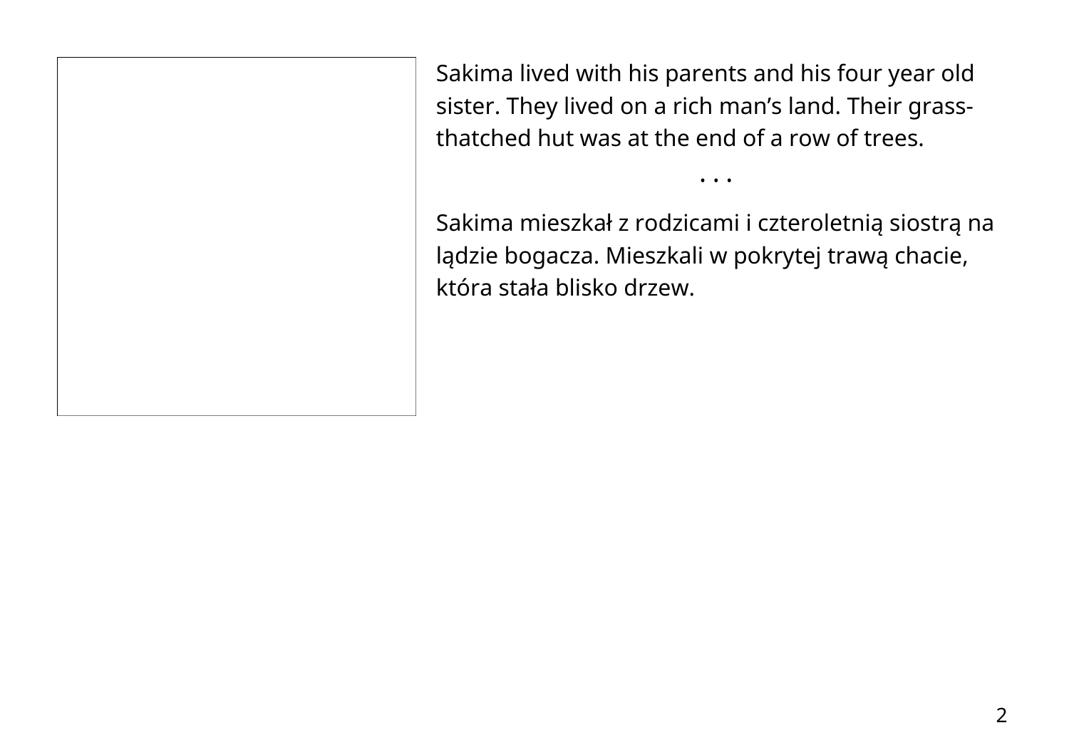Sakima lived with his parents and his four year old sister. They lived on a rich man's land. Their grass-thatched hut was at the end of a row of trees.

• • •

Sakima mieszkał z rodzicami i czteroletnią siostrą na lądzie bogacza. Mieszkali w pokrytej trawą chacie, która stała blisko drzew.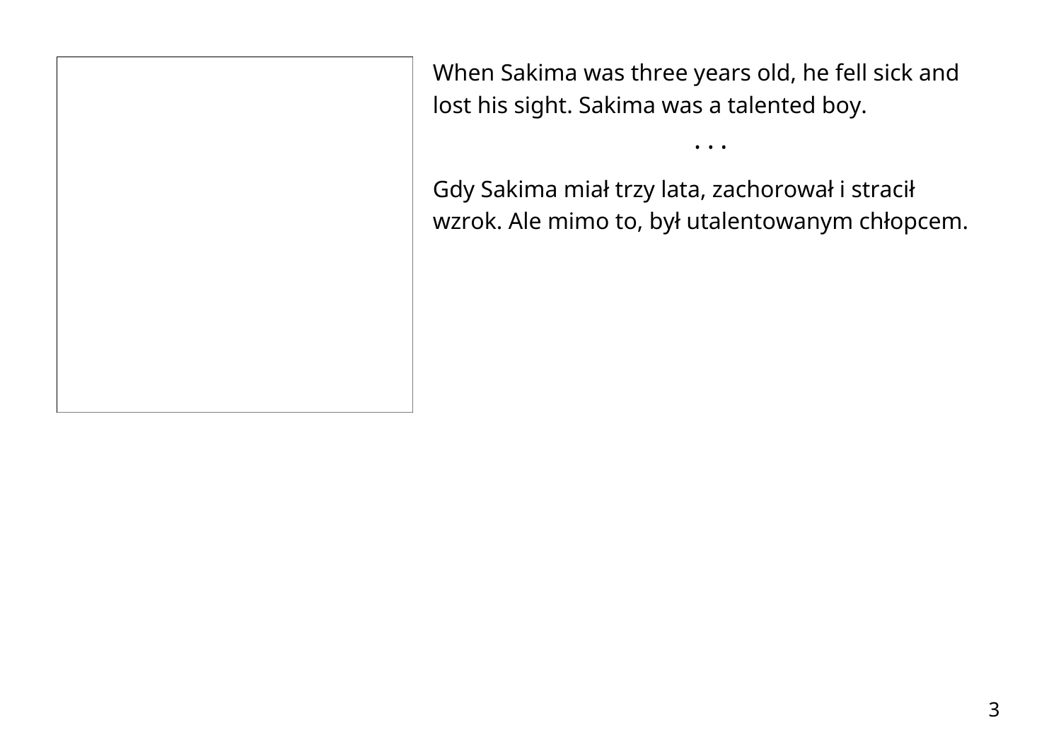When Sakima was three years old, he fell sick and lost his sight. Sakima was a talented boy.

• • •

Gdy Sakima miał trzy lata, zachorował i stracił wzrok. Ale mimo to, był utalentowanym chłopcem.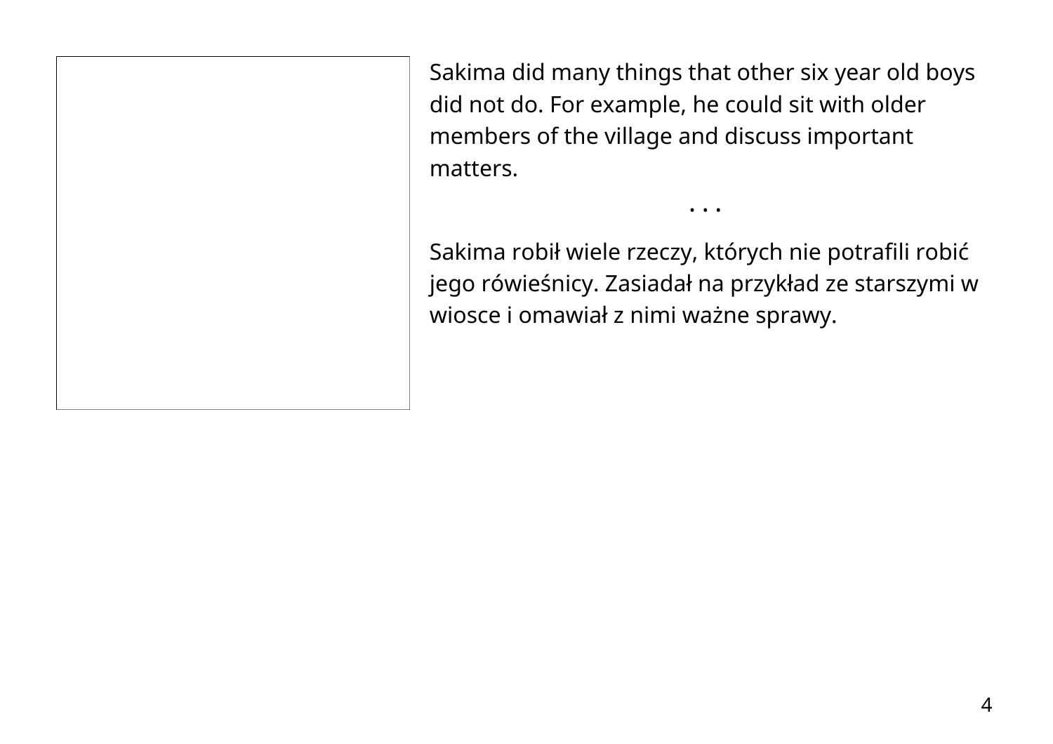Sakima did many things that other six year old boys did not do. For example, he could sit with older members of the village and discuss important matters.

. . .

Sakima robił wiele rzeczy, których nie potrafili robić jego rówieśnicy. Zasiadał na przykład ze starszymi w wiosce i omawiał z nimi ważne sprawy.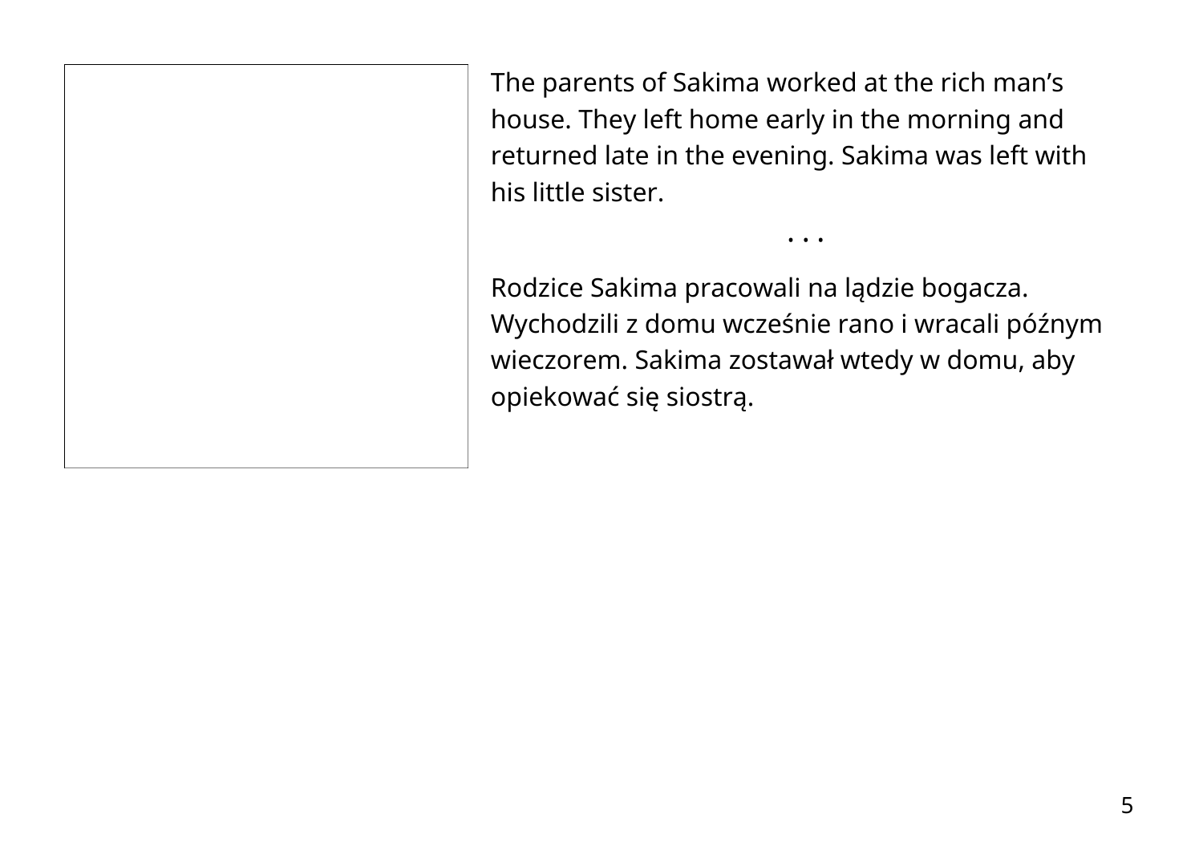The parents of Sakima worked at the rich man's house. They left home early in the morning and returned late in the evening. Sakima was left with his little sister.

. . .

Rodzice Sakima pracowali na lądzie bogacza. Wychodzili z domu wcześnie rano i wracali późnym wieczorem. Sakima zostawał wtedy w domu, aby opiekować się siostrą.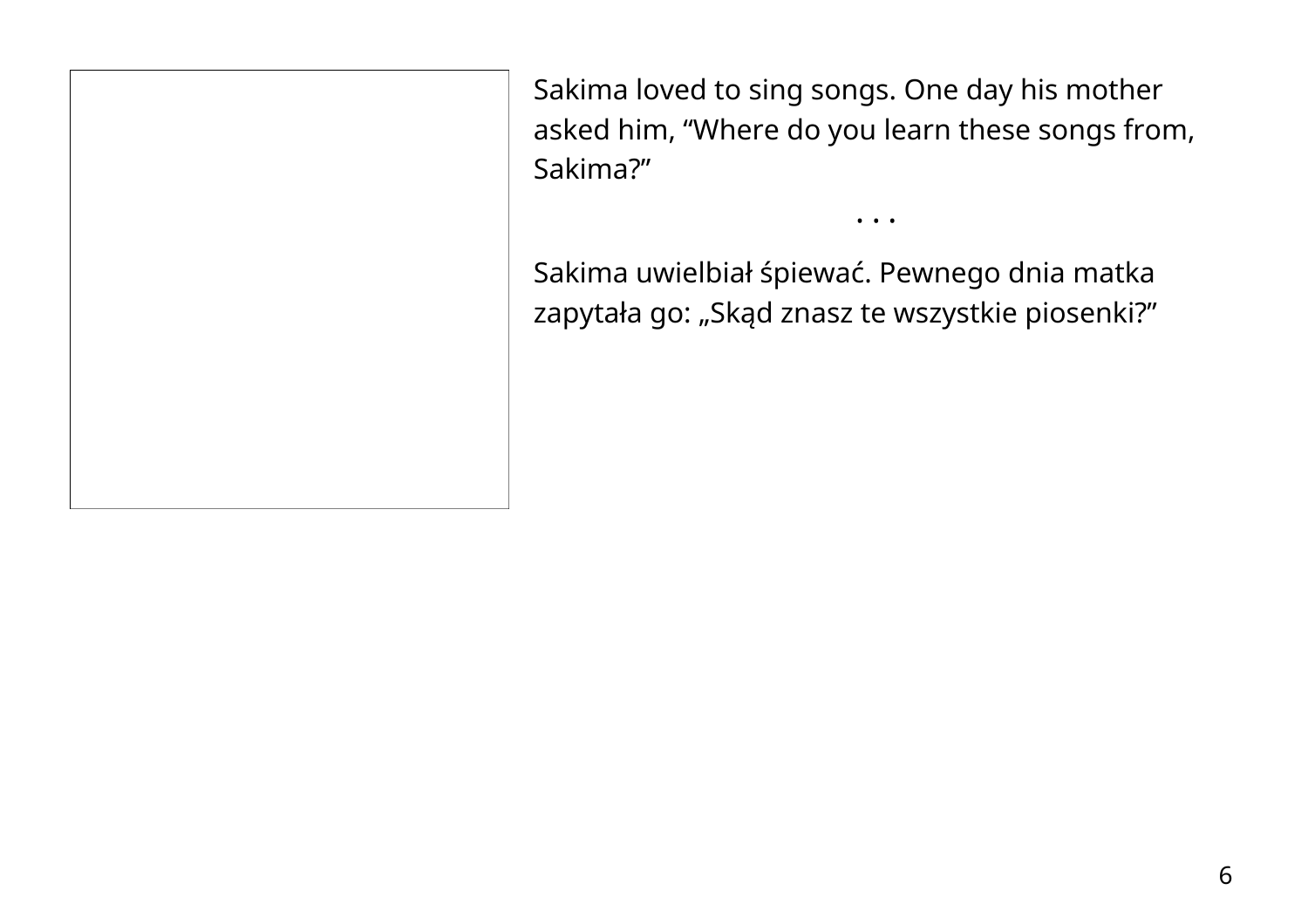Sakima loved to sing songs. One day his mother asked him, “Where do you learn these songs from, Sakima?”

• • •

Sakima uwielbiał śpiewać. Pewnego dnia matka zapytała go: „Skąd znasz te wszystkie piosenki?”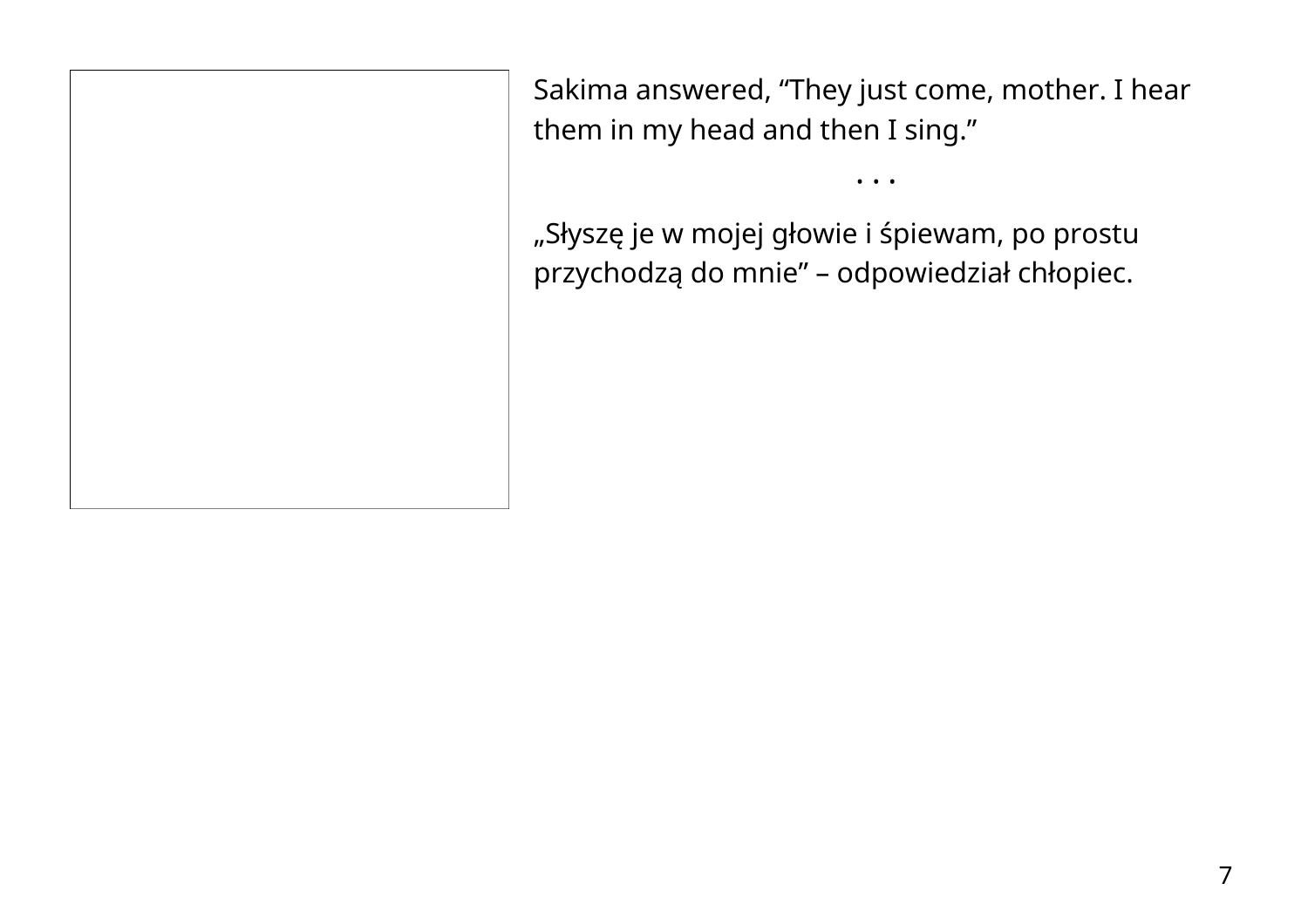Sakima answered, “They just come, mother. I hear them in my head and then I sing.”

. . .

„Słyszę je w mojej głowie i śpiewam, po prostu przychodzą do mnie” – odpowiedział chłopiec.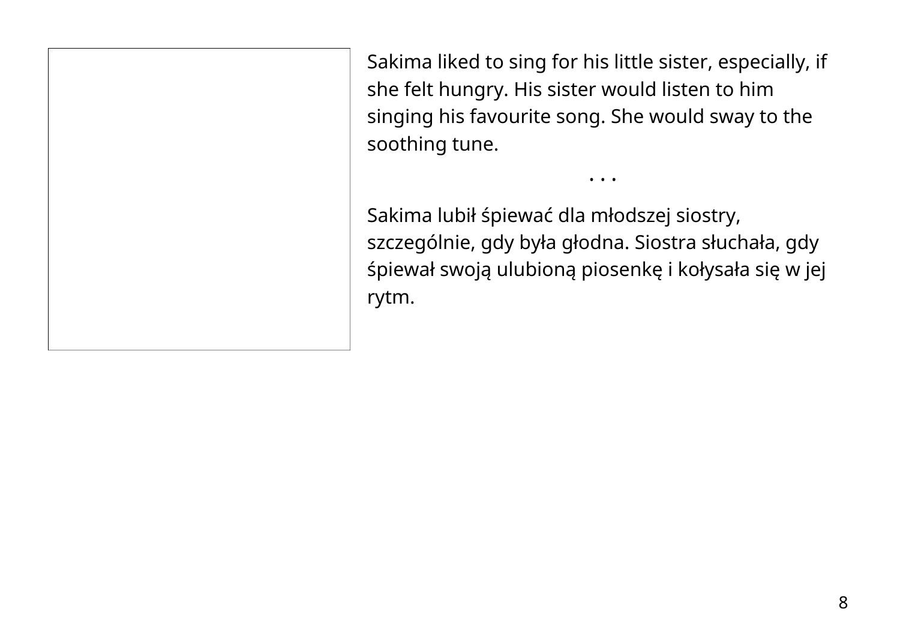Sakima liked to sing for his little sister, especially, if she felt hungry. His sister would listen to him singing his favourite song. She would sway to the soothing tune.

. . .

Sakima lubił śpiewać dla młodszej siostry, szczególnie, gdy była głodna. Siostra słuchała, gdy śpiewał swoją ulubioną piosenkę i kołysała się w jej rytm.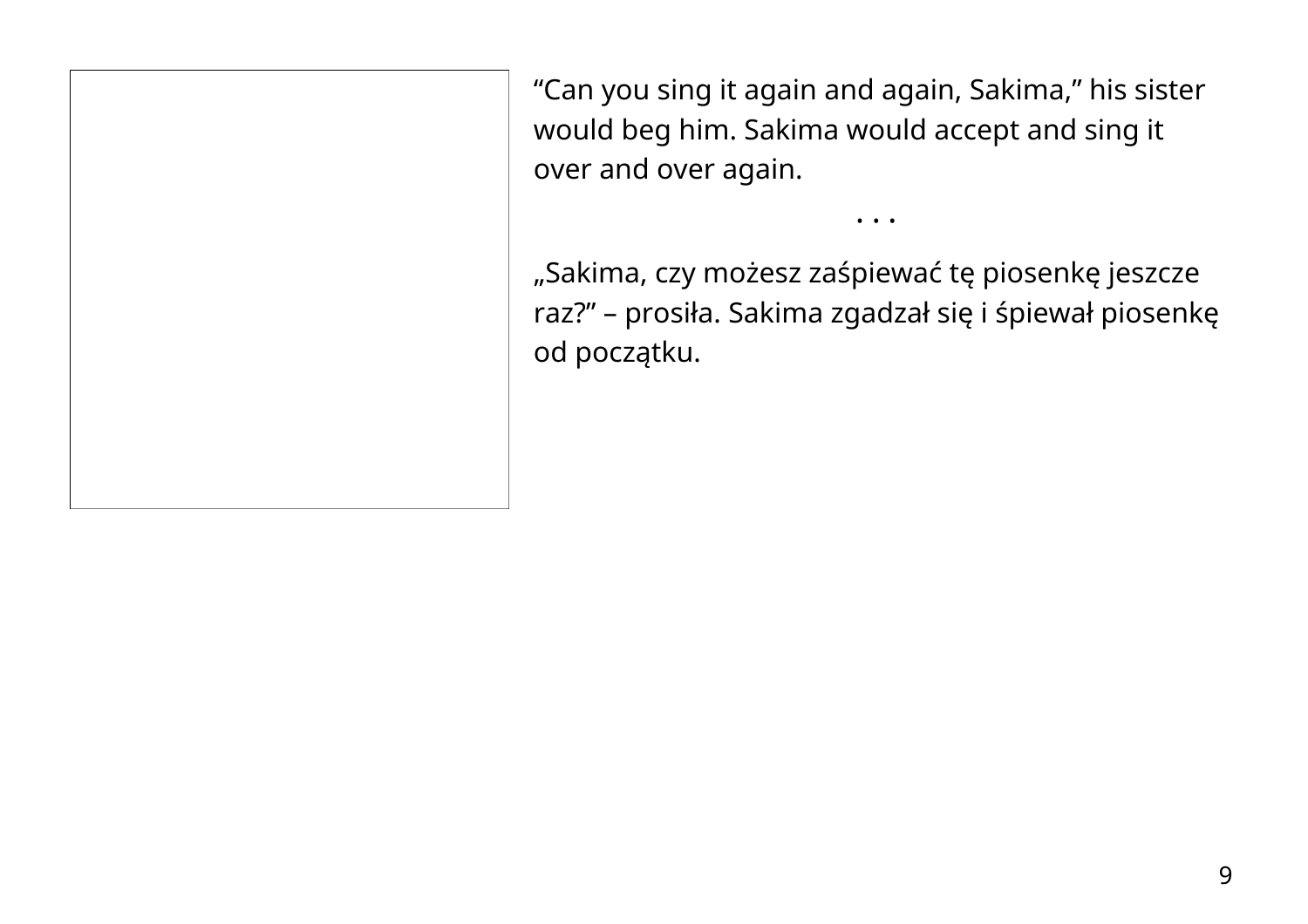"Can you sing it again and again, Sakima," his sister would beg him. Sakima would accept and sing it over and over again.

. . .

„Sakima, czy możesz zaśpiewać tę piosenkę jeszcze raz?" – prosiła. Sakima zgadzał się i śpiewał piosenkę od początku.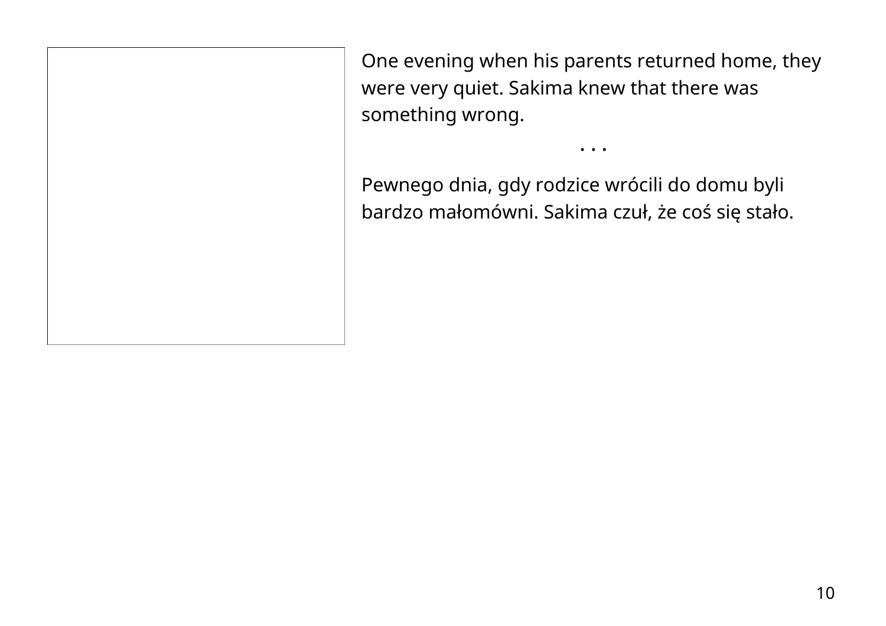One evening when his parents returned home, they were very quiet. Sakima knew that there was something wrong.

• • •

Pewnego dnia, gdy rodzice wrócili do domu byli bardzo małomówni. Sakima czuł, że coś się stało.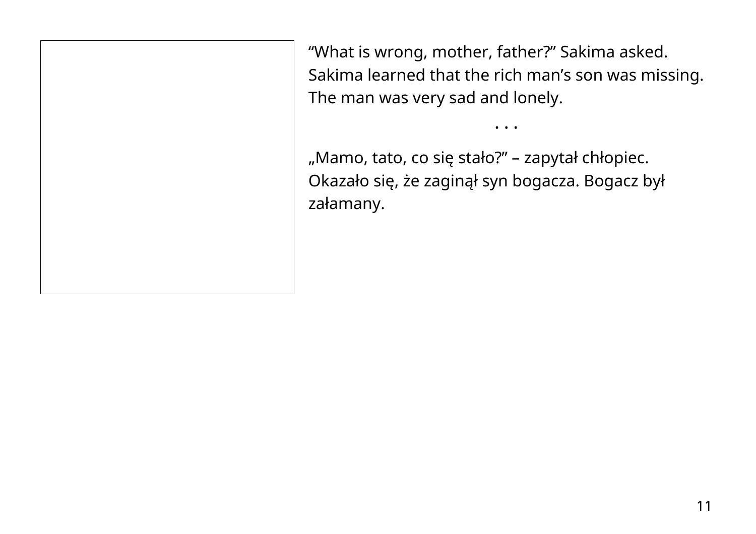"What is wrong, mother, father?" Sakima asked. Sakima learned that the rich man's son was missing. The man was very sad and lonely.

. . .

„Mamo, tato, co się stało?" – zapytał chłopiec. Okazało się, że zaginął syn bogacza. Bogacz był załamany.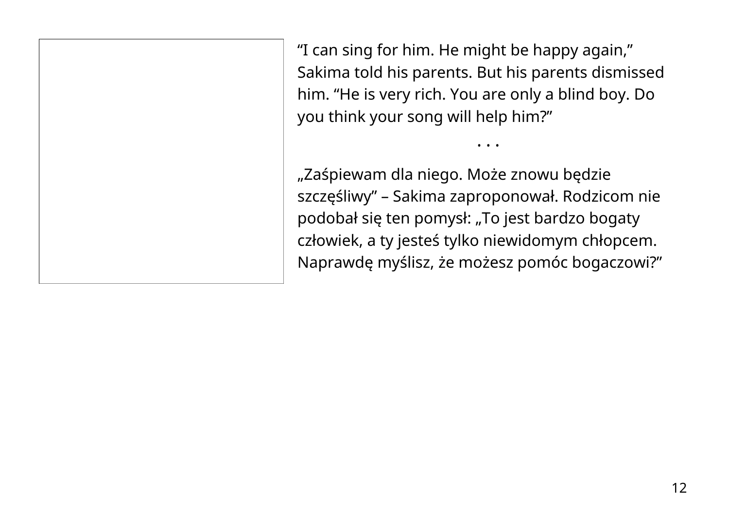“I can sing for him. He might be happy again,” Sakima told his parents. But his parents dismissed him. “He is very rich. You are only a blind boy. Do you think your song will help him?”

• • •

„Zaśpiewam dla niego. Może znowu będzie szczęśliwy” – Sakima zaproponował. Rodzicom nie podobał się ten pomysł: „To jest bardzo bogaty człowiek, a ty jesteś tylko niewidomym chłopcem. Naprawdę myślisz, że możesz pomóc bogaczowi?”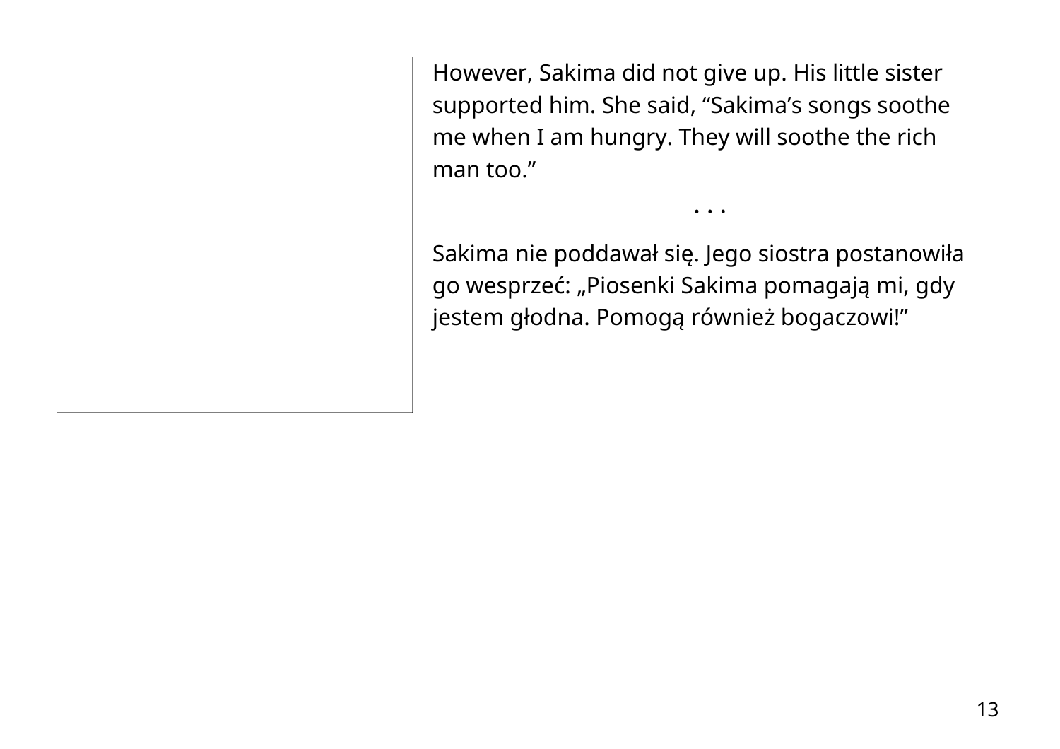However, Sakima did not give up. His little sister supported him. She said, “Sakima’s songs soothe me when I am hungry. They will soothe the rich man too.”

. . .

Sakima nie poddawał się. Jego siostra postanowiła go wesprzeć: „Piosenki Sakima pomagają mi, gdy jestem głodna. Pomogą również bogaczowi!”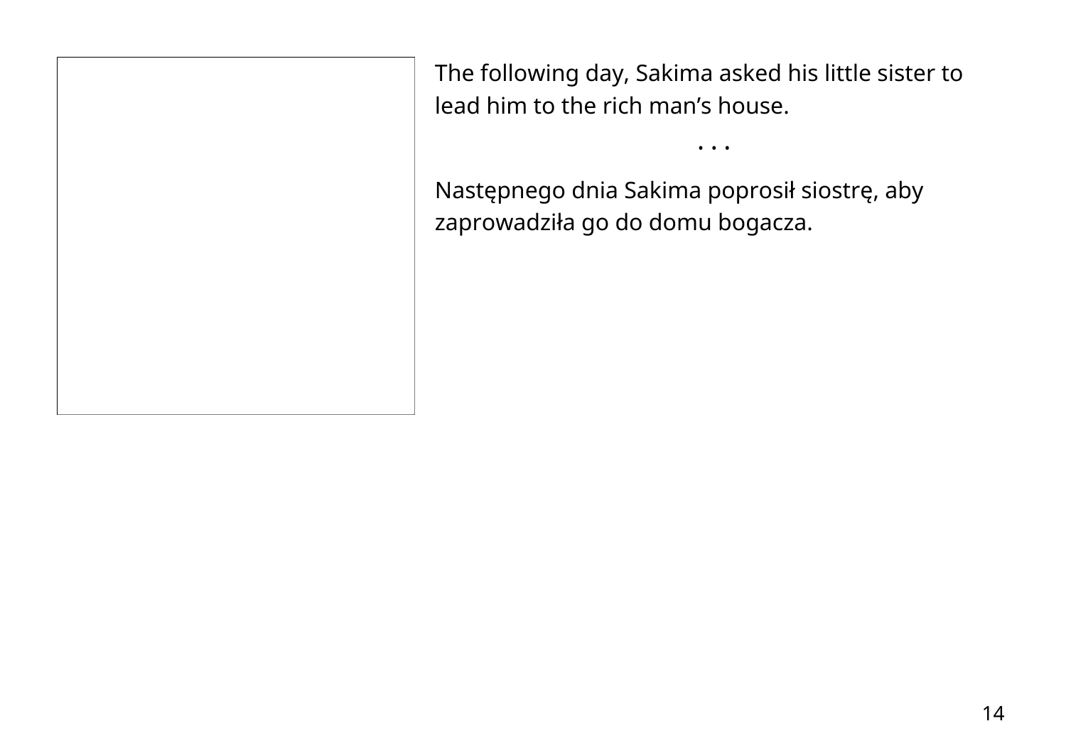The following day, Sakima asked his little sister to lead him to the rich man's house.

· · ·

Następnego dnia Sakima poprosił siostrę, aby zaprowadziła go do domu bogacza.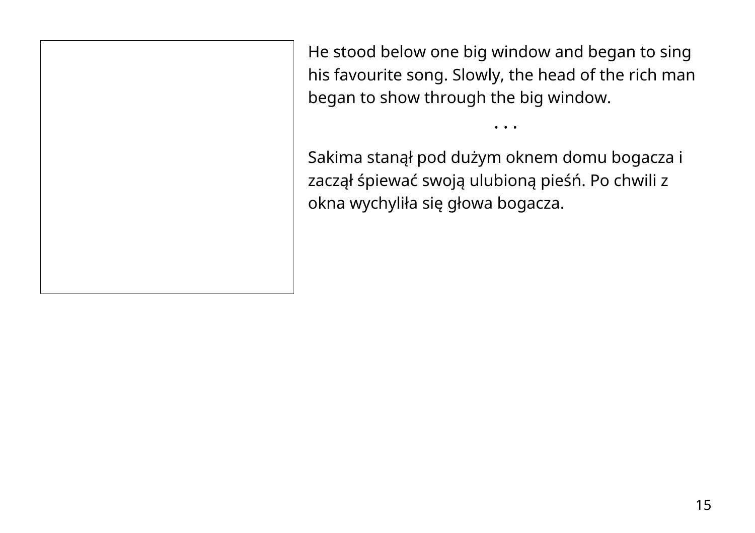He stood below one big window and began to sing his favourite song. Slowly, the head of the rich man began to show through the big window.

. . .

Sakima stanął pod dużym oknem domu bogacza i zaczął śpiewać swoją ulubioną pieśń. Po chwili z okna wychyliła się głowa bogacza.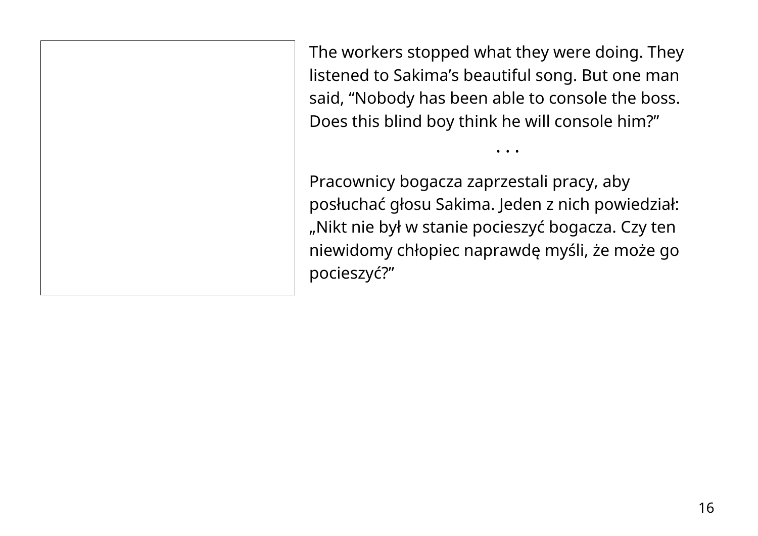The workers stopped what they were doing. They listened to Sakima's beautiful song. But one man said, "Nobody has been able to console the boss. Does this blind boy think he will console him?"

. . .

Pracownicy bogacza zaprzestali pracy, aby posłuchać głosu Sakima. Jeden z nich powiedział: „Nikt nie był w stanie pocieszyć bogacza. Czy ten niewidomy chłopiec naprawdę myśli, że może go pocieszyć?"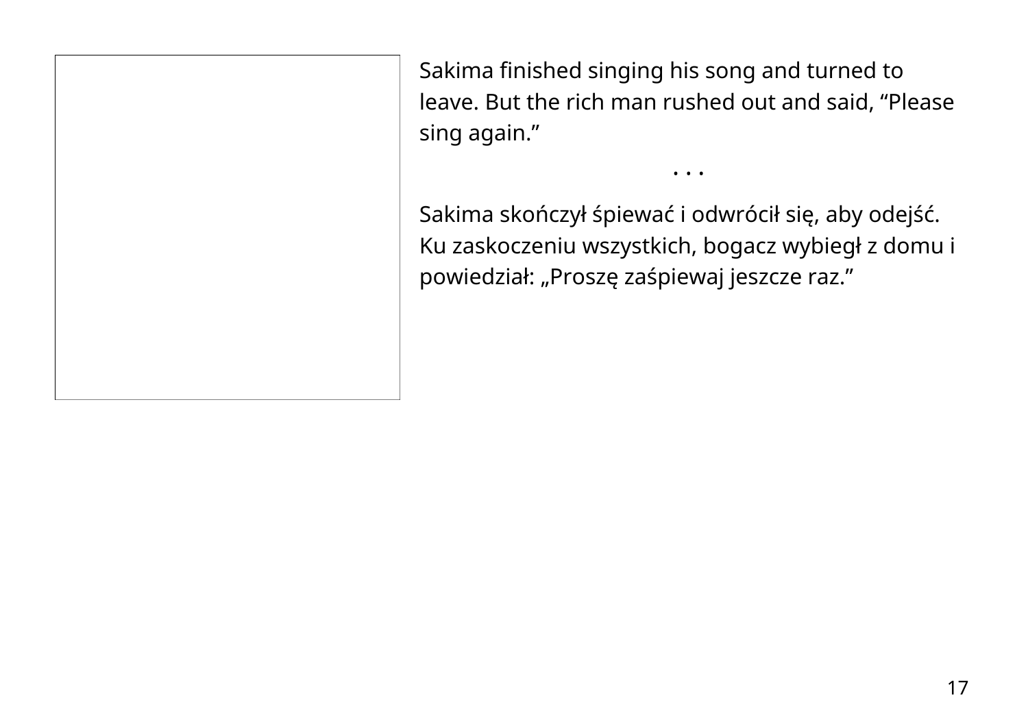Sakima finished singing his song and turned to leave. But the rich man rushed out and said, “Please sing again.”

. . .

Sakima skończył śpiewać i odwrócił się, aby odejść. Ku zaskoczeniu wszystkich, bogacz wybiegł z domu i powiedział: „Proszę zaśpiewaj jeszcze raz.”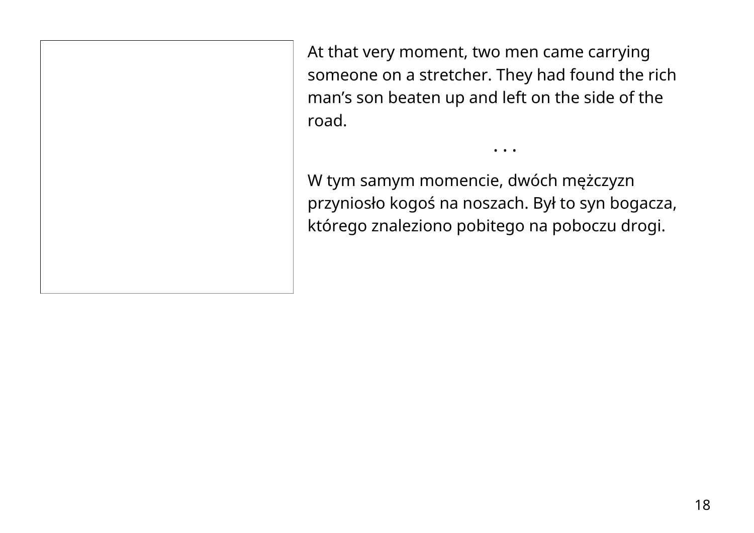At that very moment, two men came carrying someone on a stretcher. They had found the rich man's son beaten up and left on the side of the road.

. . .

W tym samym momencie, dwóch mężczyzn przyniosło kogoś na noszach. Był to syn bogacza, którego znaleziono pobitego na poboczu drogi.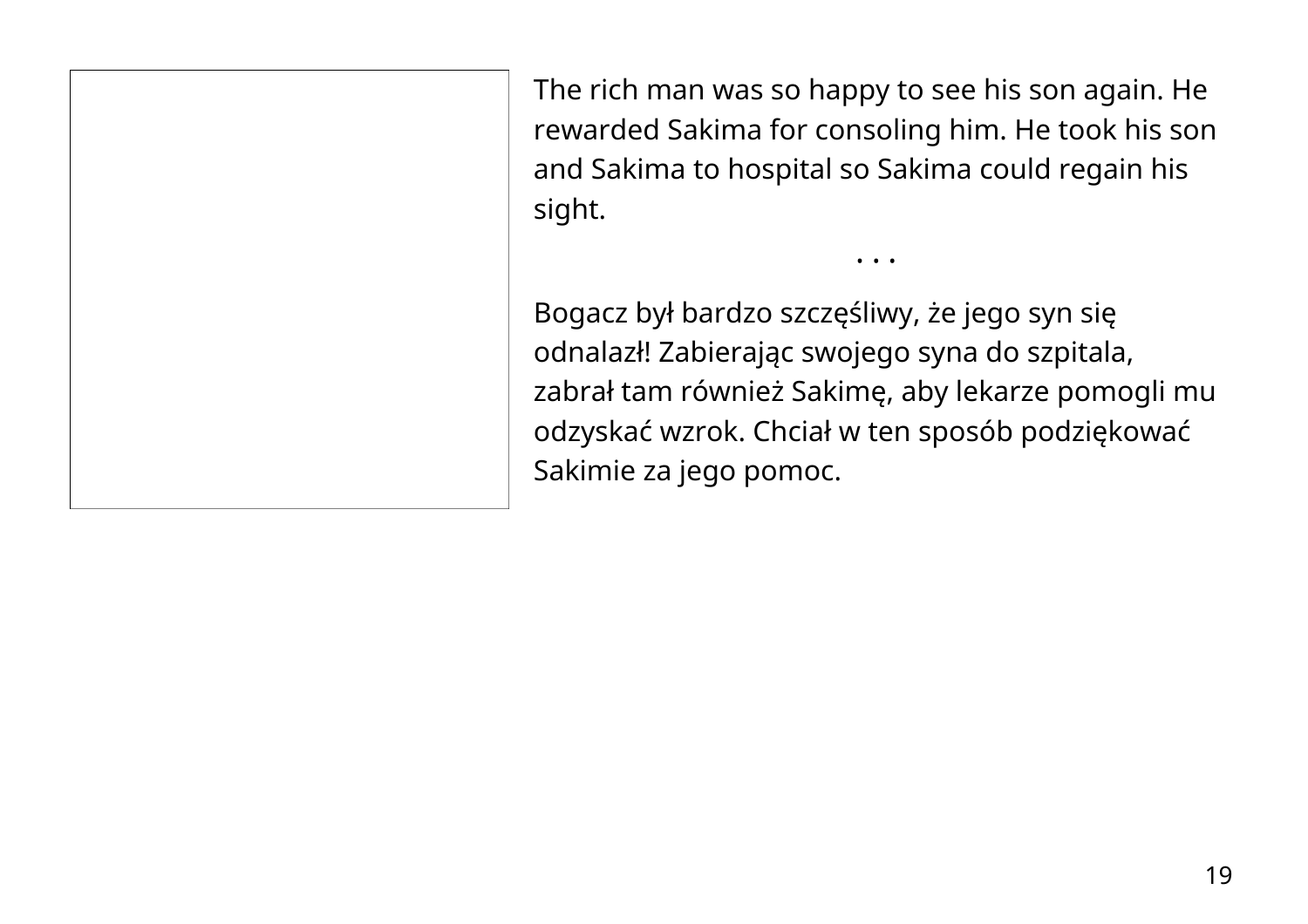The rich man was so happy to see his son again. He rewarded Sakima for consoling him. He took his son and Sakima to hospital so Sakima could regain his sight.

. . .

Bogacz był bardzo szczęśliwy, że jego syn się odnalazł! Zabierając swojego syna do szpitala, zabrał tam również Sakimę, aby lekarze pomogli mu odzyskać wzrok. Chciał w ten sposób podziękować Sakimie za jego pomoc.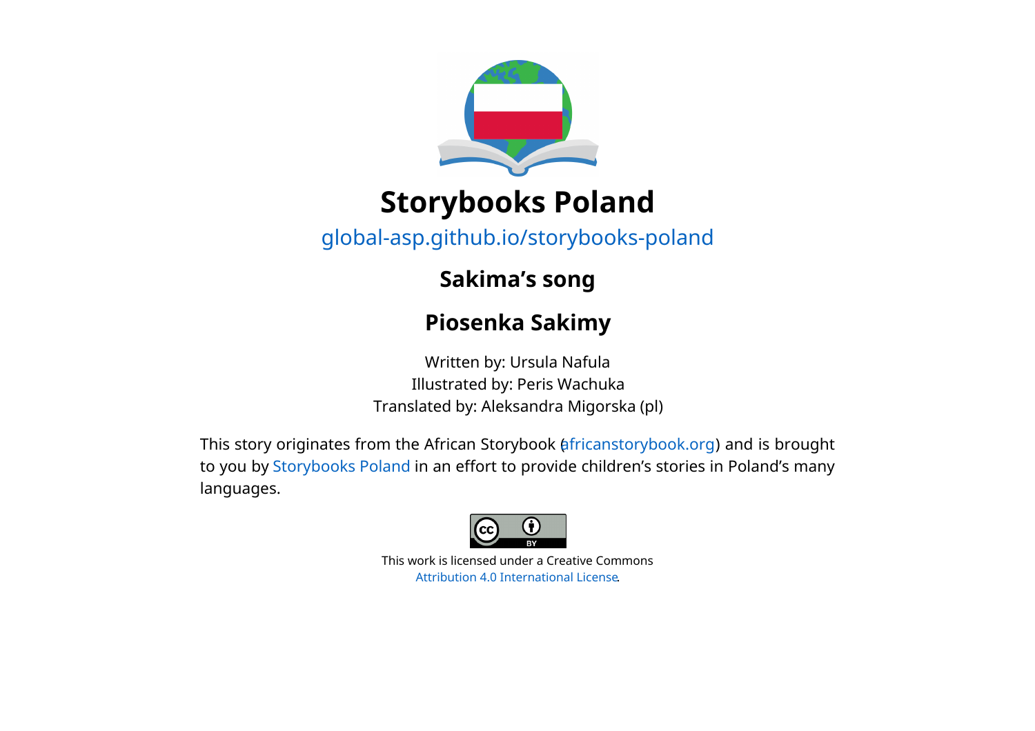# Storybooks Poland

global-asp.github.io/storybooks-poland

## Sakima's song

## Piosenka Sakimy

Written by: Ursula Nafula
Illustrated by: Peris Wachuka
Translated by: Aleksandra Migorska (pl)

This story originates from the African Storybook (africanstorybook.org) and is brought to you by Storybooks Poland in an effort to provide children's stories in Poland's many languages.

This work is licensed under a Creative Commons Attribution 4.0 International License.